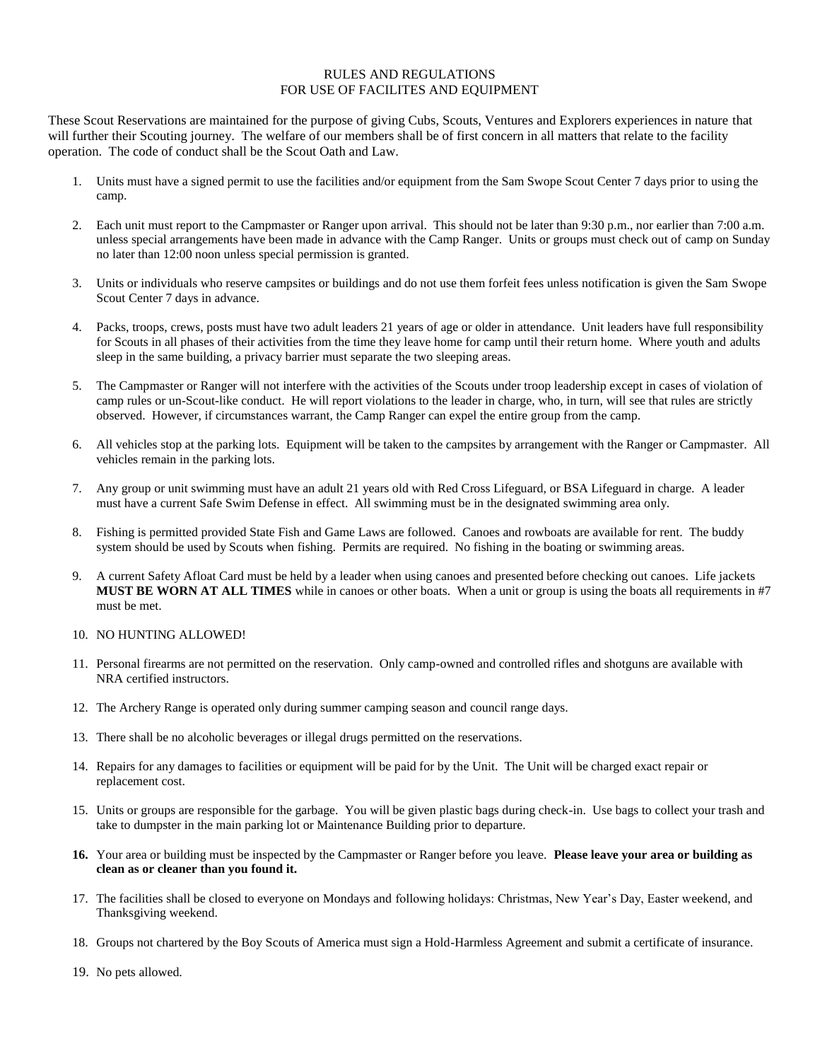# RULES AND REGULATIONS
## FOR USE OF FACILITES AND EQUIPMENT

These Scout Reservations are maintained for the purpose of giving Cubs, Scouts, Ventures and Explorers experiences in nature that will further their Scouting journey. The welfare of our members shall be of first concern in all matters that relate to the facility operation. The code of conduct shall be the Scout Oath and Law.

1. Units must have a signed permit to use the facilities and/or equipment from the Sam Swope Scout Center 7 days prior to using the camp.
2. Each unit must report to the Campmaster or Ranger upon arrival. This should not be later than 9:30 p.m., nor earlier than 7:00 a.m. unless special arrangements have been made in advance with the Camp Ranger. Units or groups must check out of camp on Sunday no later than 12:00 noon unless special permission is granted.
3. Units or individuals who reserve campsites or buildings and do not use them forfeit fees unless notification is given the Sam Swope Scout Center 7 days in advance.
4. Packs, troops, crews, posts must have two adult leaders 21 years of age or older in attendance. Unit leaders have full responsibility for Scouts in all phases of their activities from the time they leave home for camp until their return home. Where youth and adults sleep in the same building, a privacy barrier must separate the two sleeping areas.
5. The Campmaster or Ranger will not interfere with the activities of the Scouts under troop leadership except in cases of violation of camp rules or un-Scout-like conduct. He will report violations to the leader in charge, who, in turn, will see that rules are strictly observed. However, if circumstances warrant, the Camp Ranger can expel the entire group from the camp.
6. All vehicles stop at the parking lots. Equipment will be taken to the campsites by arrangement with the Ranger or Campmaster. All vehicles remain in the parking lots.
7. Any group or unit swimming must have an adult 21 years old with Red Cross Lifeguard, or BSA Lifeguard in charge. A leader must have a current Safe Swim Defense in effect. All swimming must be in the designated swimming area only.
8. Fishing is permitted provided State Fish and Game Laws are followed. Canoes and rowboats are available for rent. The buddy system should be used by Scouts when fishing. Permits are required. No fishing in the boating or swimming areas.
9. A current Safety Afloat Card must be held by a leader when using canoes and presented before checking out canoes. Life jackets **MUST BE WORN AT ALL TIMES** while in canoes or other boats. When a unit or group is using the boats all requirements in #7 must be met.
10. NO HUNTING ALLOWED!
11. Personal firearms are not permitted on the reservation. Only camp-owned and controlled rifles and shotguns are available with NRA certified instructors.
12. The Archery Range is operated only during summer camping season and council range days.
13. There shall be no alcoholic beverages or illegal drugs permitted on the reservations.
14. Repairs for any damages to facilities or equipment will be paid for by the Unit. The Unit will be charged exact repair or replacement cost.
15. Units or groups are responsible for the garbage. You will be given plastic bags during check-in. Use bags to collect your trash and take to dumpster in the main parking lot or Maintenance Building prior to departure.
16. Your area or building must be inspected by the Campmaster or Ranger before you leave. **Please leave your area or building as clean as or cleaner than you found it.**
17. The facilities shall be closed to everyone on Mondays and following holidays: Christmas, New Year's Day, Easter weekend, and Thanksgiving weekend.
18. Groups not chartered by the Boy Scouts of America must sign a Hold-Harmless Agreement and submit a certificate of insurance.
19. No pets allowed.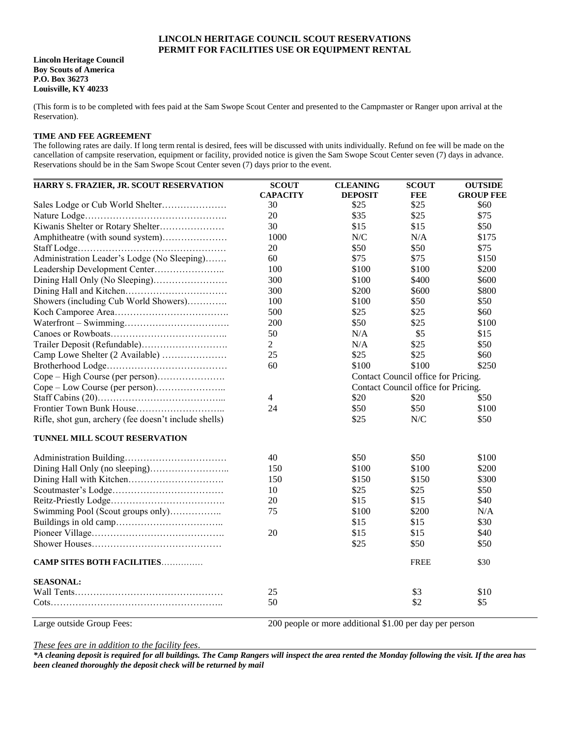**LINCOLN HERITAGE COUNCIL SCOUT RESERVATIONS**
**PERMIT FOR FACILITIES USE OR EQUIPMENT RENTAL**

**Lincoln Heritage Council**
**Boy Scouts of America**
**P.O. Box 36273**
**Louisville, KY 40233**

(This form is to be completed with fees paid at the Sam Swope Scout Center and presented to the Campmaster or Ranger upon arrival at the Reservation).

**TIME AND FEE AGREEMENT**

The following rates are daily. If long term rental is desired, fees will be discussed with units individually. Refund on fee will be made on the cancellation of campsite reservation, equipment or facility, provided notice is given the Sam Swope Scout Center seven (7) days in advance. Reservations should be in the Sam Swope Scout Center seven (7) days prior to the event.

| HARRY S. FRAZIER, JR. SCOUT RESERVATION | SCOUT CAPACITY | CLEANING DEPOSIT | SCOUT FEE | OUTSIDE GROUP FEE |
|---|---|---|---|---|
| Sales Lodge or Cub World Shelter | 30 | $25 | $25 | $60 |
| Nature Lodge | 20 | $35 | $25 | $75 |
| Kiwanis Shelter or Rotary Shelter | 30 | $15 | $15 | $50 |
| Amphitheatre (with sound system) | 1000 | N/C | N/A | $175 |
| Staff Lodge | 20 | $50 | $50 | $75 |
| Administration Leader's Lodge (No Sleeping) | 60 | $75 | $75 | $150 |
| Leadership Development Center | 100 | $100 | $100 | $200 |
| Dining Hall Only (No Sleeping) | 300 | $100 | $400 | $600 |
| Dining Hall and Kitchen | 300 | $200 | $600 | $800 |
| Showers (including Cub World Showers) | 100 | $100 | $50 | $50 |
| Koch Camporee Area | 500 | $25 | $25 | $60 |
| Waterfront – Swimming | 200 | $50 | $25 | $100 |
| Canoes or Rowboats | 50 | N/A | $5 | $15 |
| Trailer Deposit (Refundable) | 2 | N/A | $25 | $50 |
| Camp Lowe Shelter (2 Available) | 25 | $25 | $25 | $60 |
| Brotherhood Lodge | 60 | $100 | $100 | $250 |
| Cope – High Course (per person) | | Contact Council office for Pricing. | | |
| Cope – Low Course (per person) | | Contact Council office for Pricing. | | |
| Staff Cabins (20) | 4 | $20 | $20 | $50 |
| Frontier Town Bunk House | 24 | $50 | $50 | $100 |
| Rifle, shot gun, archery (fee doesn't include shells) | | $25 | N/C | $50 |
| **TUNNEL MILL SCOUT RESERVATION** | | | | |
| Administration Building | 40 | $50 | $50 | $100 |
| Dining Hall Only (no sleeping) | 150 | $100 | $100 | $200 |
| Dining Hall with Kitchen | 150 | $150 | $150 | $300 |
| Scoutmaster's Lodge | 10 | $25 | $25 | $50 |
| Reitz-Priestly Lodge | 20 | $15 | $15 | $40 |
| Swimming Pool (Scout groups only) | 75 | $100 | $200 | N/A |
| Buildings in old camp | | $15 | $15 | $30 |
| Pioneer Village | 20 | $15 | $15 | $40 |
| Shower Houses | | $25 | $50 | $50 |
| **CAMP SITES BOTH FACILITIES** | | | FREE | $30 |
| **SEASONAL:** | | | | |
| Wall Tents | 25 | | $3 | $10 |
| Cots | 50 | | $2 | $5 |

Large outside Group Fees: 200 people or more additional $1.00 per day per person

*These fees are in addition to the facility fees.*

***A cleaning deposit is required for all buildings. The Camp Rangers will inspect the area rented the Monday following the visit. If the area has been cleaned thoroughly the deposit check will be returned by mail***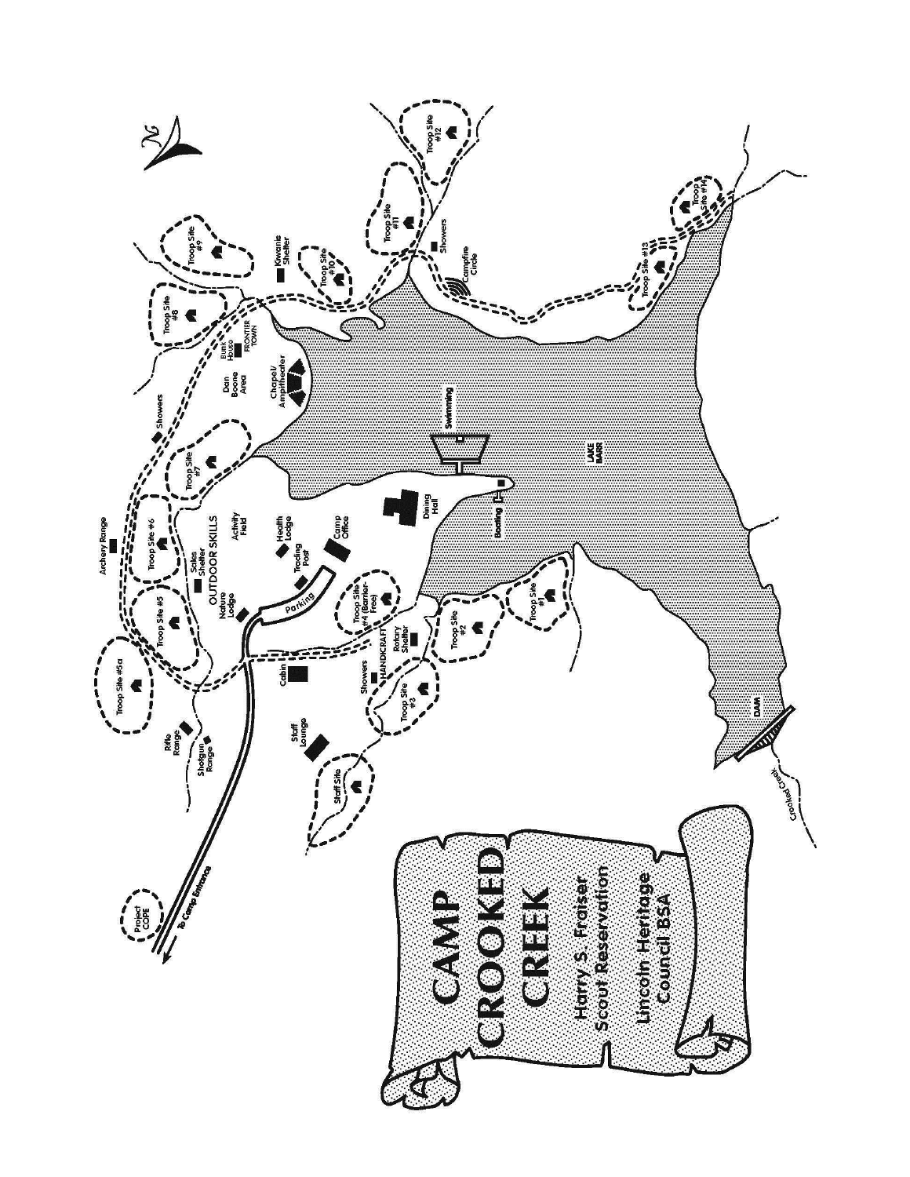# CAMP CROOKED CREEK

**Harry S. Fraiser Scout Reservation**

**Lincoln Heritage Council BSA**

- Troop Site #1
- Troop Site #2
- Troop Site #3
- Troop Site #4 (Barrier-Free)
- Troop Site #5
- Troop Site #5a
- Troop Site #6
- Troop Site #7
- Troop Site #8
- Troop Site #9
- Troop Site #10
- Troop Site #11
- Troop Site #12
- Troop Site #13
- Troop Site #14
- Staff Site
- Staff Lounge
- Project COPE
- To Camp Entrance
- Rifle Range
- Shotgun Range
- Archery Range
- Cabin
- Showers
- HANDICRAFT
- Rotary Shelter
- Parking
- Nature Lodge
- Trading Post
- Sales Shelter
- OUTDOOR SKILLS
- Health Lodge
- Camp Office
- Activity Field
- Dining Hall
- Boating
- Swimming
- LAKE BARR
- DAM
- Crooked Creek
- Chapel/Amphitheater
- Dan Boone Area
- Bunk House
- FRONTIER TOWN
- Kiwanis Shelter
- Campfire Circle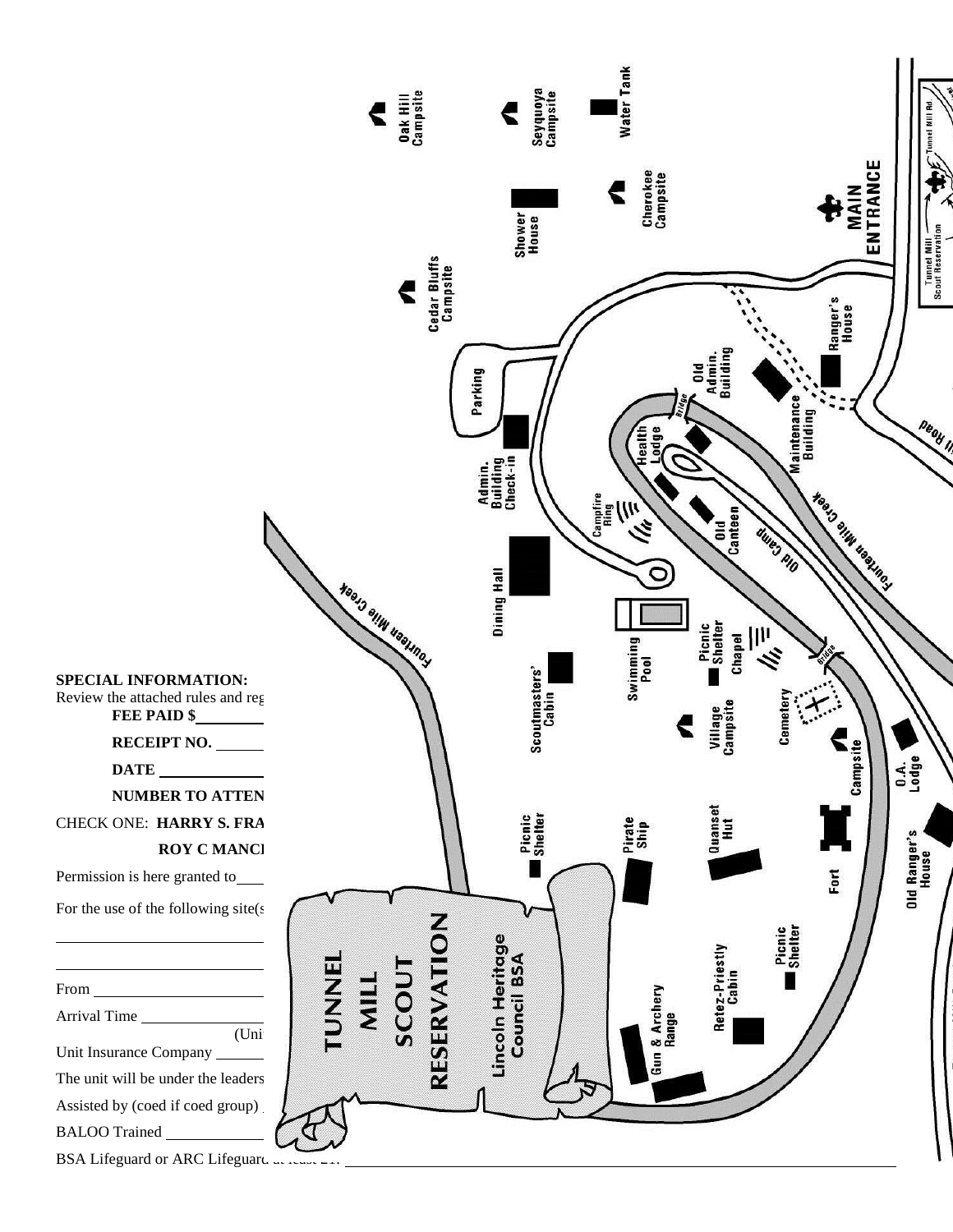**SPECIAL INFORMATION:**

Review the attached rules and reg

**FEE PAID $**\_\_\_\_\_\_\_\_\_

**RECEIPT NO.** \_\_\_\_\_\_

**DATE** \_\_\_\_\_\_\_\_\_\_\_\_\_

**NUMBER TO ATTEN**

CHECK ONE: **HARRY S. FRA**

**ROY C MANCI**

Permission is here granted to\_\_\_\_

For the use of the following site(s

\_\_\_\_\_\_\_\_\_\_\_\_\_\_\_\_\_\_\_\_\_\_\_\_\_\_\_\_\_\_

\_\_\_\_\_\_\_\_\_\_\_\_\_\_\_\_\_\_\_\_\_\_\_\_\_\_\_\_\_\_

From \_\_\_\_\_\_\_\_\_\_\_\_\_\_\_\_\_\_\_\_\_\_\_

Arrival Time \_\_\_\_\_\_\_\_\_\_\_\_\_\_\_\_\_

(Uni

Unit Insurance Company \_\_\_\_\_\_\_

The unit will be under the leaders

Assisted by (coed if coed group)

BALOO Trained \_\_\_\_\_\_\_\_\_\_\_\_\_\_

BSA Lifeguard or ARC Lifeguard at least 21: \_\_\_\_\_\_\_\_\_\_\_\_\_\_\_\_\_\_\_\_\_\_\_\_\_\_\_\_\_\_\_\_\_\_\_\_\_\_\_\_\_\_\_\_

TUNNEL MILL SCOUT RESERVATION

Lincoln Heritage Council BSA

Oak Hill Campsite
Seyquoya Campsite
Water Tank
Shower House
Cherokee Campsite
MAIN ENTRANCE
Tunnel Mill Rd.
Tunnel Mill Scout Reservation
Cedar Bluffs Campsite
Ranger's House
Old Admin. Building
Parking
Bridge
Maintenance Building
Mill Road
Health Lodge
Admin. Building Check-in
Campfire Ring
Fourteen Mile Creek
Old Canteen
Old Camp
Dining Hall
Swimming Pool
Picnic Shelter
Chapel
Bridge
Scoutmasters' Cabin
Village Campsite
Cemetery
Campsite
O.A. Lodge
Picnic Shelter
Pirate Ship
Quanset Hut
Fort
Old Ranger's House
Picnic Shelter
Retez-Priestly Cabin
Gun & Archery Range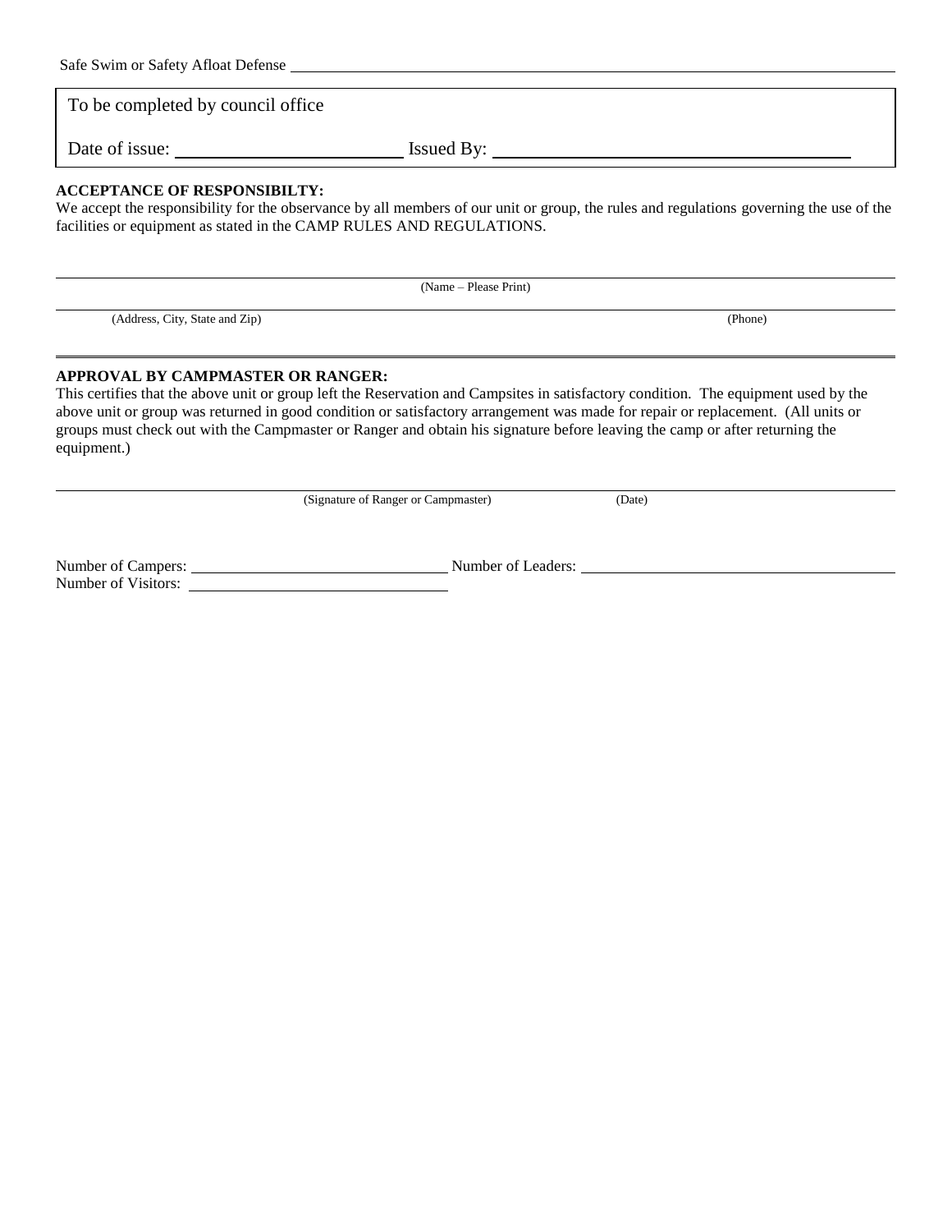Safe Swim or Safety Afloat Defense ____________________________________________

To be completed by council office

Date of issue: ____________________ Issued By: ________________________________

**ACCEPTANCE OF RESPONSIBILTY:**
We accept the responsibility for the observance by all members of our unit or group, the rules and regulations governing the use of the facilities or equipment as stated in the CAMP RULES AND REGULATIONS.

______________________________________________________________________________
(Name – Please Print)

______________________________________________________________________________
(Address, City, State and Zip) (Phone)

**APPROVAL BY CAMPMASTER OR RANGER:**
This certifies that the above unit or group left the Reservation and Campsites in satisfactory condition. The equipment used by the above unit or group was returned in good condition or satisfactory arrangement was made for repair or replacement. (All units or groups must check out with the Campmaster or Ranger and obtain his signature before leaving the camp or after returning the equipment.)

______________________________________________________________________________
(Signature of Ranger or Campmaster) (Date)

Number of Campers: ____________________ Number of Leaders: ____________________
Number of Visitors: ____________________